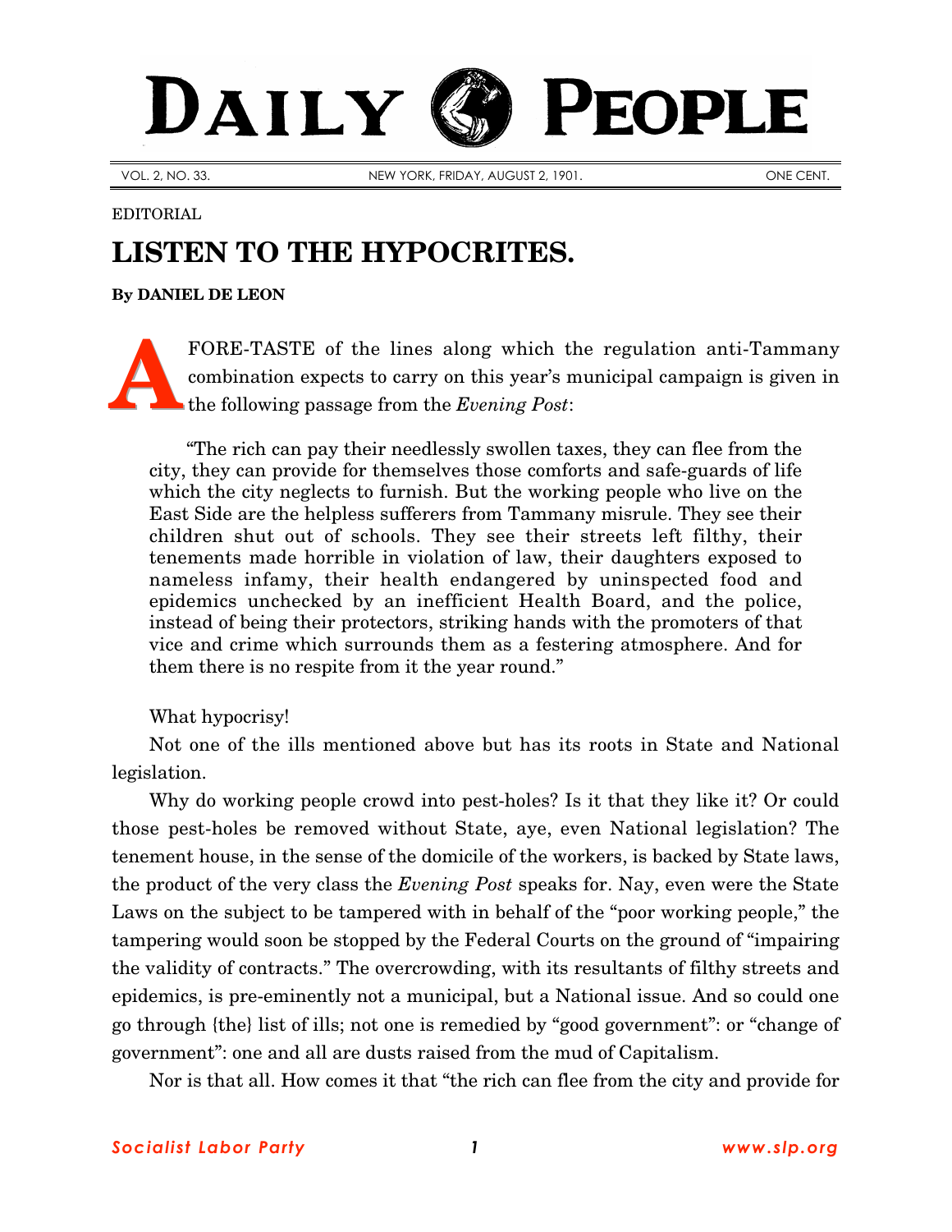# DAILY PEOPLE

VOL. 2, NO. 33. NEW YORK, FRIDAY, AUGUST 2, 1901. ONE CENT.

EDITORIAL

## LISTEN TO THE HYPOCRITES.

**By DANIEL DE LEON**

A FORE-TASTE of the lines along which the regulation anti-Tammany combination expects to carry on this year's municipal campaign is given in the following passage from the *Evening Post*:

> "The rich can pay their needlessly swollen taxes, they can flee from the city, they can provide for themselves those comforts and safe-guards of life which the city neglects to furnish. But the working people who live on the East Side are the helpless sufferers from Tammany misrule. They see their children shut out of schools. They see their streets left filthy, their tenements made horrible in violation of law, their daughters exposed to nameless infamy, their health endangered by uninspected food and epidemics unchecked by an inefficient Health Board, and the police, instead of being their protectors, striking hands with the promoters of that vice and crime which surrounds them as a festering atmosphere. And for them there is no respite from it the year round."

What hypocrisy!

Not one of the ills mentioned above but has its roots in State and National legislation.

Why do working people crowd into pest-holes? Is it that they like it? Or could those pest-holes be removed without State, aye, even National legislation? The tenement house, in the sense of the domicile of the workers, is backed by State laws, the product of the very class the *Evening Post* speaks for. Nay, even were the State Laws on the subject to be tampered with in behalf of the "poor working people," the tampering would soon be stopped by the Federal Courts on the ground of "impairing the validity of contracts." The overcrowding, with its resultants of filthy streets and epidemics, is pre-eminently not a municipal, but a National issue. And so could one go through {the} list of ills; not one is remedied by "good government": or "change of government": one and all are dusts raised from the mud of Capitalism.

Nor is that all. How comes it that "the rich can flee from the city and provide for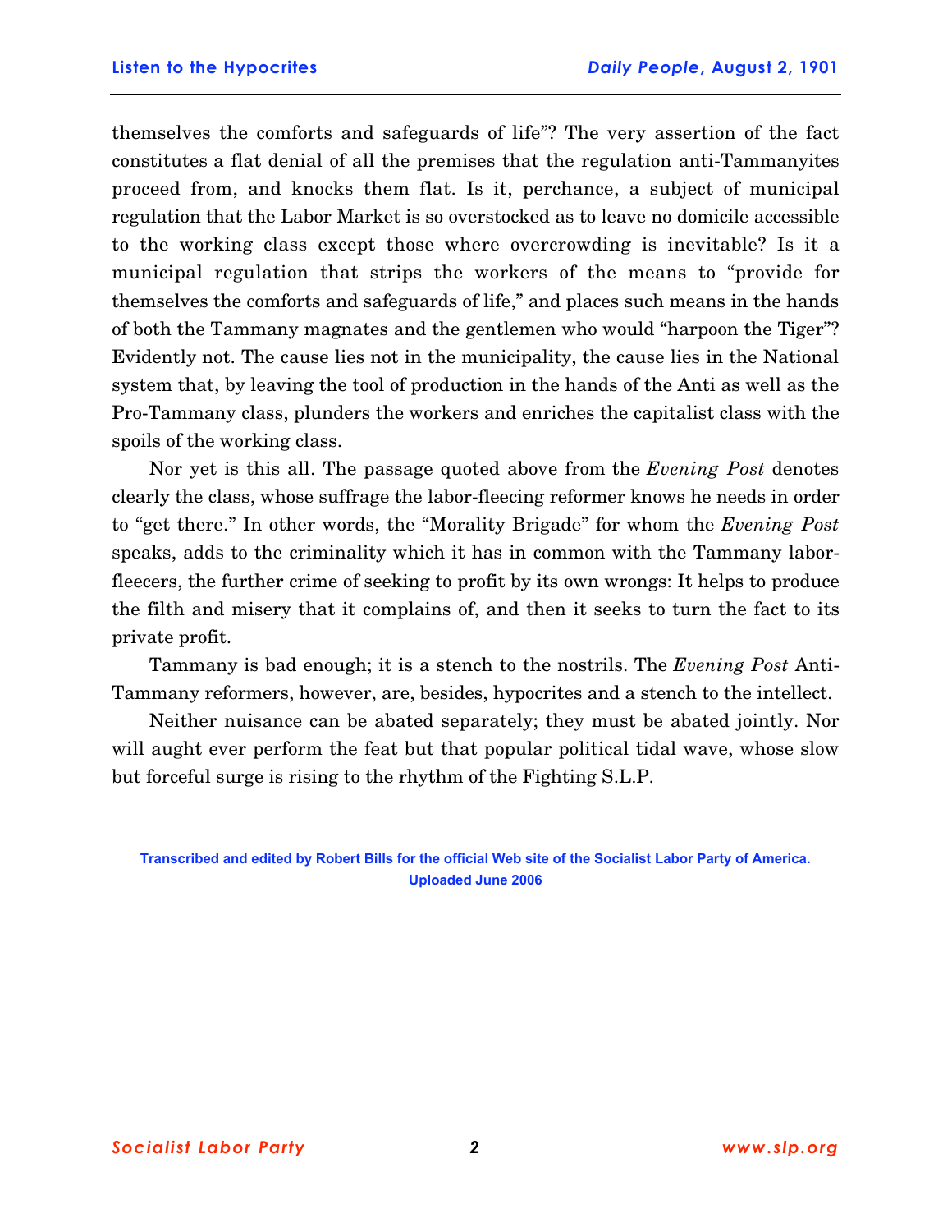themselves the comforts and safeguards of life"? The very assertion of the fact constitutes a flat denial of all the premises that the regulation anti-Tammanyites proceed from, and knocks them flat. Is it, perchance, a subject of municipal regulation that the Labor Market is so overstocked as to leave no domicile accessible to the working class except those where overcrowding is inevitable? Is it a municipal regulation that strips the workers of the means to "provide for themselves the comforts and safeguards of life," and places such means in the hands of both the Tammany magnates and the gentlemen who would "harpoon the Tiger"? Evidently not. The cause lies not in the municipality, the cause lies in the National system that, by leaving the tool of production in the hands of the Anti as well as the Pro-Tammany class, plunders the workers and enriches the capitalist class with the spoils of the working class.

Nor yet is this all. The passage quoted above from the *Evening Post* denotes clearly the class, whose suffrage the labor-fleecing reformer knows he needs in order to "get there." In other words, the "Morality Brigade" for whom the *Evening Post* speaks, adds to the criminality which it has in common with the Tammany labor-fleecers, the further crime of seeking to profit by its own wrongs: It helps to produce the filth and misery that it complains of, and then it seeks to turn the fact to its private profit.

Tammany is bad enough; it is a stench to the nostrils. The *Evening Post* Anti-Tammany reformers, however, are, besides, hypocrites and a stench to the intellect.

Neither nuisance can be abated separately; they must be abated jointly. Nor will aught ever perform the feat but that popular political tidal wave, whose slow but forceful surge is rising to the rhythm of the Fighting S.L.P.

**Transcribed and edited by Robert Bills for the official Web site of the Socialist Labor Party of America. Uploaded June 2006**